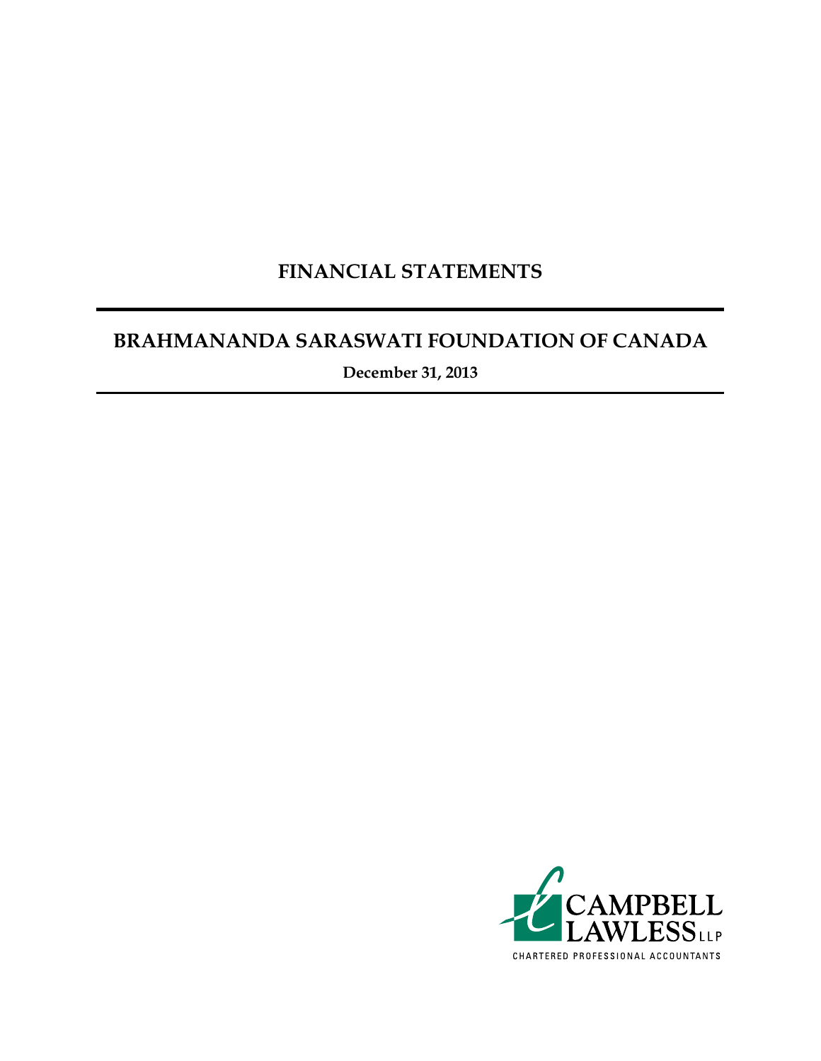# FINANCIAL STATEMENTS

## BRAHMANANDA SARASWATI FOUNDATION OF CANADA

**December 31, 2013**

CAMPBELL LAWLESS LLP

CHARTERED PROFESSIONAL ACCOUNTANTS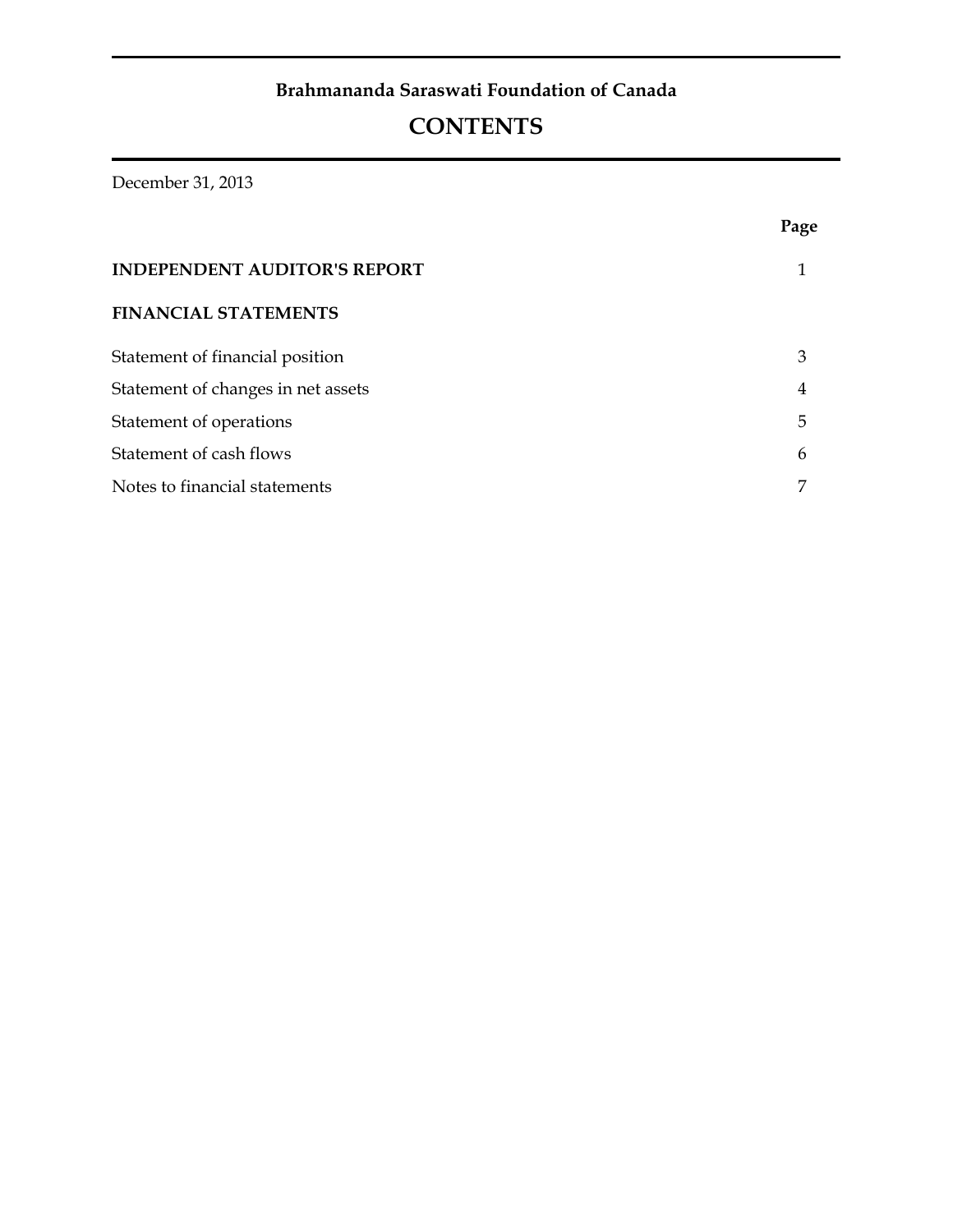**Brahmananda Saraswati Foundation of Canada**

# CONTENTS

December 31, 2013

| | Page |
|---|---|
| **INDEPENDENT AUDITOR'S REPORT** | 1 |
| **FINANCIAL STATEMENTS** | |
| Statement of financial position | 3 |
| Statement of changes in net assets | 4 |
| Statement of operations | 5 |
| Statement of cash flows | 6 |
| Notes to financial statements | 7 |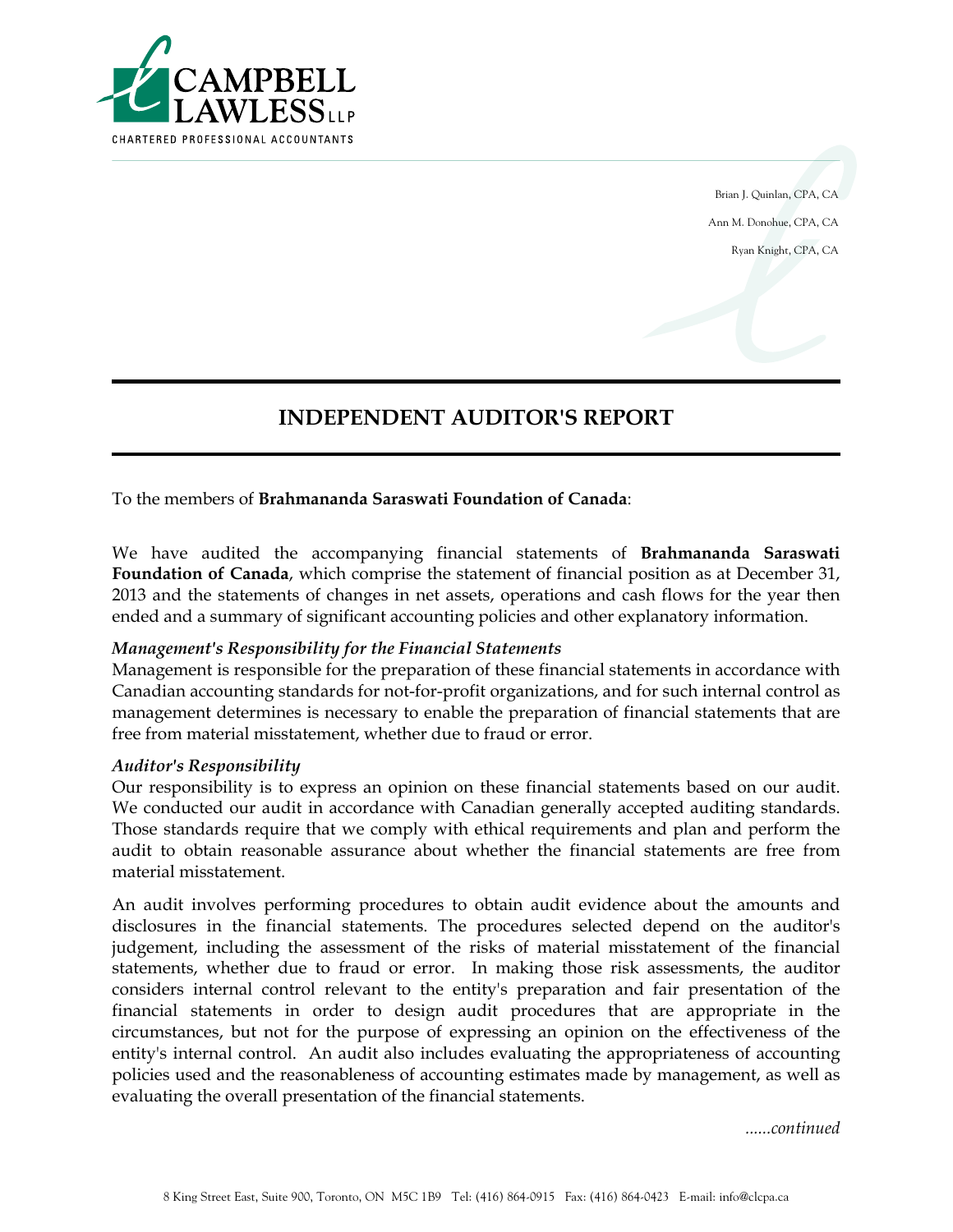CAMPBELL LAWLESS LLP
CHARTERED PROFESSIONAL ACCOUNTANTS

Brian J. Quinlan, CPA, CA

Ann M. Donohue, CPA, CA

Ryan Knight, CPA, CA

# INDEPENDENT AUDITOR'S REPORT

To the members of **Brahmananda Saraswati Foundation of Canada**:

We have audited the accompanying financial statements of **Brahmananda Saraswati Foundation of Canada**, which comprise the statement of financial position as at December 31, 2013 and the statements of changes in net assets, operations and cash flows for the year then ended and a summary of significant accounting policies and other explanatory information.

***Management's Responsibility for the Financial Statements***

Management is responsible for the preparation of these financial statements in accordance with Canadian accounting standards for not-for-profit organizations, and for such internal control as management determines is necessary to enable the preparation of financial statements that are free from material misstatement, whether due to fraud or error.

***Auditor's Responsibility***

Our responsibility is to express an opinion on these financial statements based on our audit. We conducted our audit in accordance with Canadian generally accepted auditing standards. Those standards require that we comply with ethical requirements and plan and perform the audit to obtain reasonable assurance about whether the financial statements are free from material misstatement.

An audit involves performing procedures to obtain audit evidence about the amounts and disclosures in the financial statements. The procedures selected depend on the auditor's judgement, including the assessment of the risks of material misstatement of the financial statements, whether due to fraud or error. In making those risk assessments, the auditor considers internal control relevant to the entity's preparation and fair presentation of the financial statements in order to design audit procedures that are appropriate in the circumstances, but not for the purpose of expressing an opinion on the effectiveness of the entity's internal control. An audit also includes evaluating the appropriateness of accounting policies used and the reasonableness of accounting estimates made by management, as well as evaluating the overall presentation of the financial statements.

*......continued*

8 King Street East, Suite 900, Toronto, ON M5C 1B9 Tel: (416) 864-0915 Fax: (416) 864-0423 E-mail: info@clcpa.ca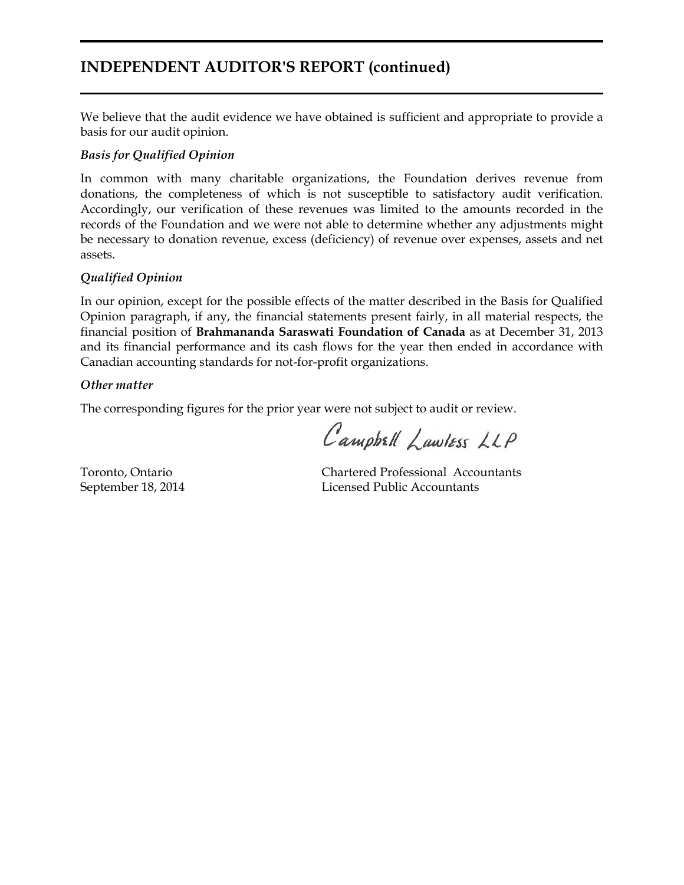## INDEPENDENT AUDITOR'S REPORT (continued)

We believe that the audit evidence we have obtained is sufficient and appropriate to provide a basis for our audit opinion.

### *Basis for Qualified Opinion*

In common with many charitable organizations, the Foundation derives revenue from donations, the completeness of which is not susceptible to satisfactory audit verification. Accordingly, our verification of these revenues was limited to the amounts recorded in the records of the Foundation and we were not able to determine whether any adjustments might be necessary to donation revenue, excess (deficiency) of revenue over expenses, assets and net assets.

### *Qualified Opinion*

In our opinion, except for the possible effects of the matter described in the Basis for Qualified Opinion paragraph, if any, the financial statements present fairly, in all material respects, the financial position of **Brahmananda Saraswati Foundation of Canada** as at December 31, 2013 and its financial performance and its cash flows for the year then ended in accordance with Canadian accounting standards for not-for-profit organizations.

### *Other matter*

The corresponding figures for the prior year were not subject to audit or review.

Campbell Lawless LLP

Toronto, Ontario
September 18, 2014

Chartered Professional Accountants
Licensed Public Accountants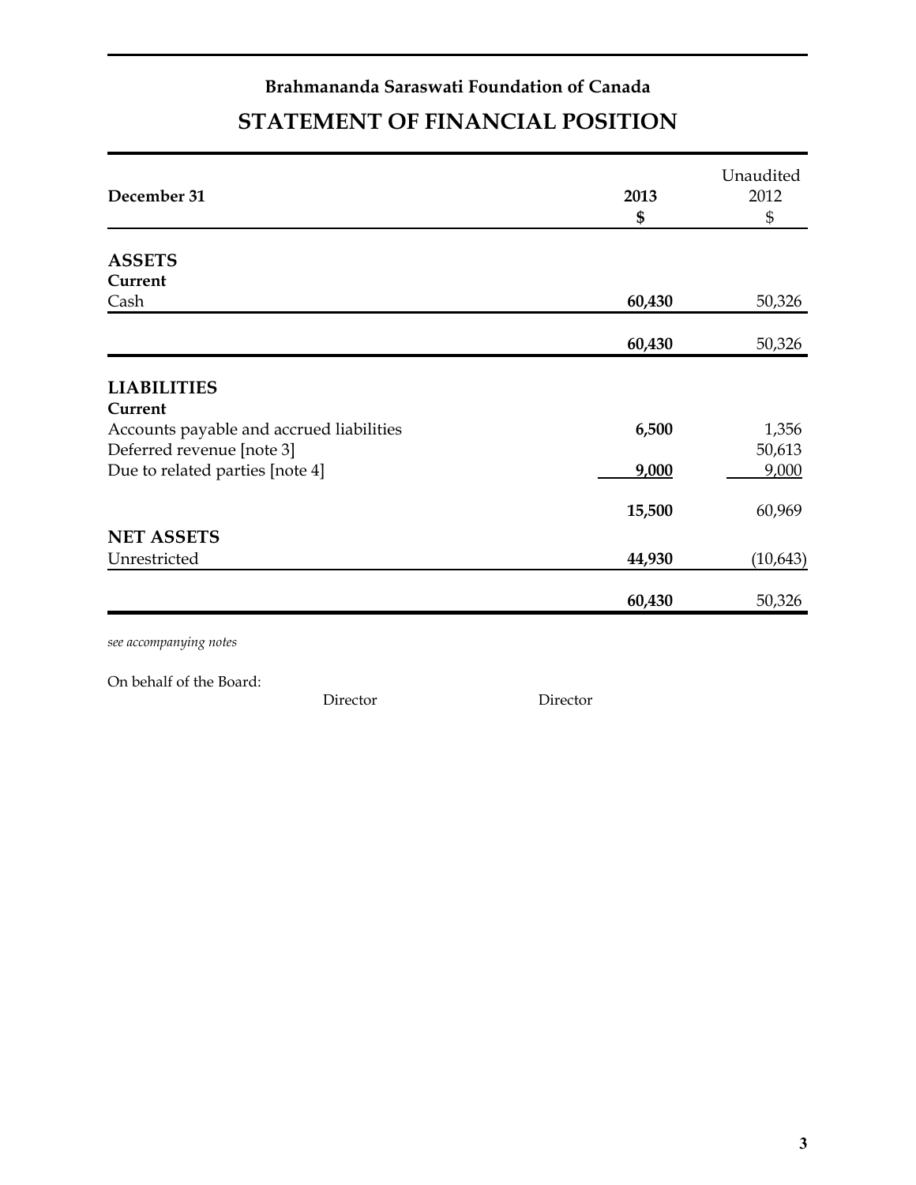# Brahmananda Saraswati Foundation of Canada

## STATEMENT OF FINANCIAL POSITION

| December 31 | **2013**<br>**$** | Unaudited<br>2012<br>$ |
|---|---|---|
| **ASSETS** | | |
| **Current** | | |
| Cash | **60,430** | 50,326 |
| | **60,430** | 50,326 |
| **LIABILITIES** | | |
| **Current** | | |
| Accounts payable and accrued liabilities | **6,500** | 1,356 |
| Deferred revenue [note 3] | | 50,613 |
| Due to related parties [note 4] | **9,000** | 9,000 |
| | **15,500** | 60,969 |
| **NET ASSETS** | | |
| Unrestricted | **44,930** | (10,643) |
| | **60,430** | 50,326 |

*see accompanying notes*

On behalf of the Board:

Director Director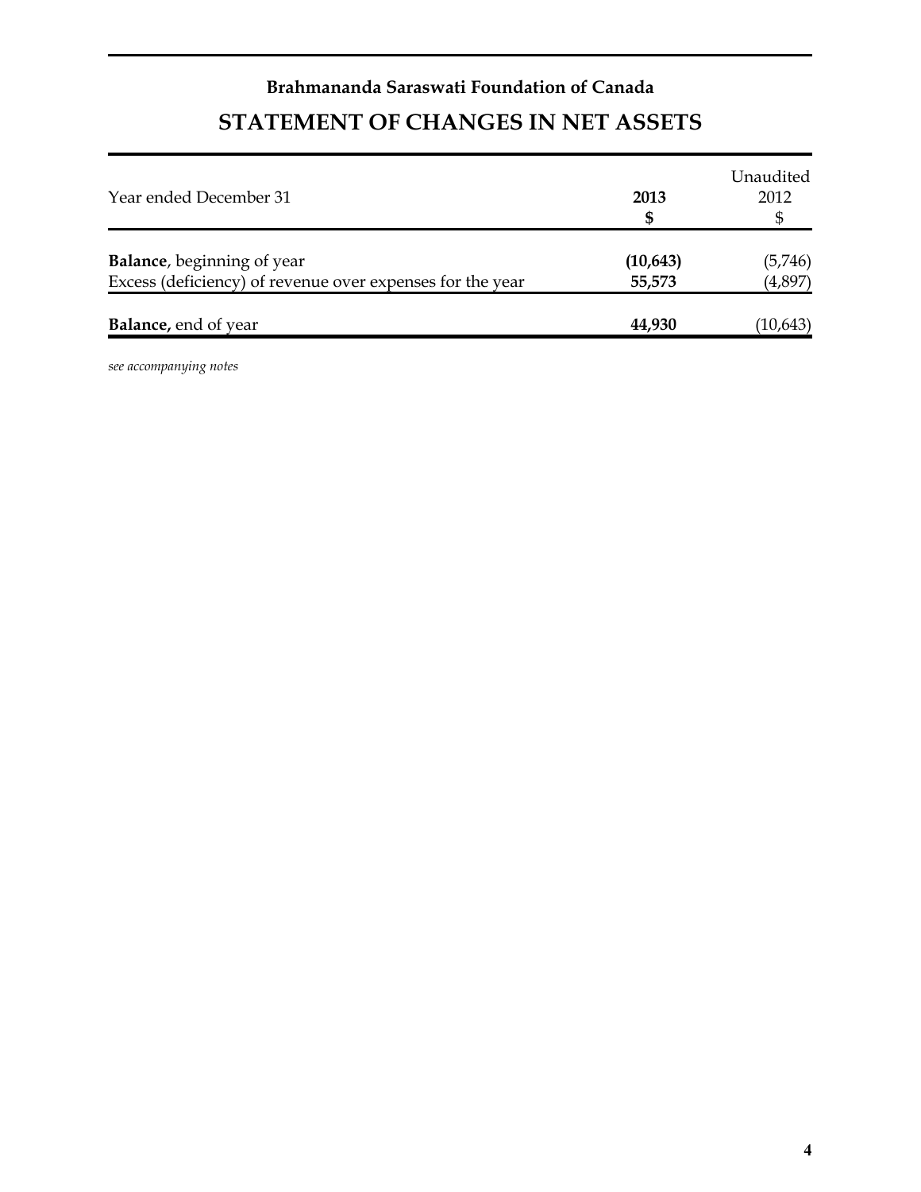**Brahmananda Saraswati Foundation of Canada**

# STATEMENT OF CHANGES IN NET ASSETS

| Year ended December 31 | **2013**<br>**$** | Unaudited<br>2012<br>$ |
|---|---|---|
| **Balance**, beginning of year | **(10,643)** | (5,746) |
| Excess (deficiency) of revenue over expenses for the year | **55,573** | (4,897) |
| **Balance,** end of year | **44,930** | (10,643) |

*see accompanying notes*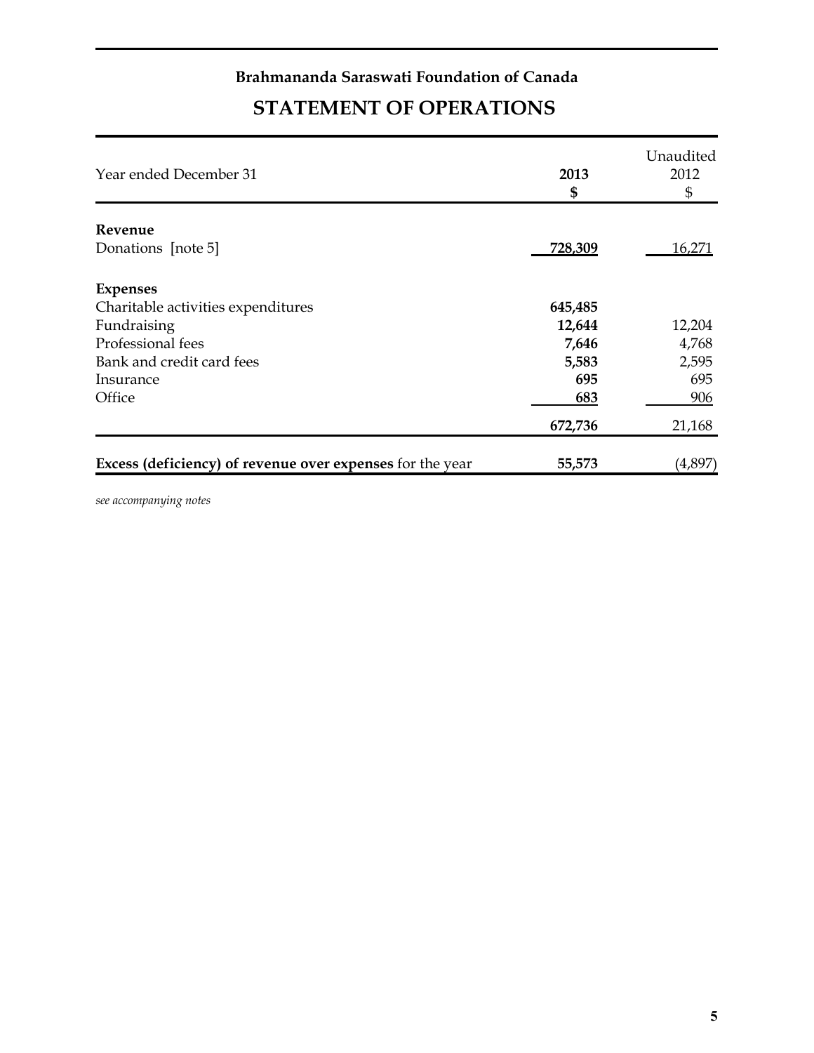**Brahmananda Saraswati Foundation of Canada**

# STATEMENT OF OPERATIONS

| Year ended December 31 | **2013**<br>**$** | Unaudited<br>2012<br>$ |
|---|---|---|
| **Revenue** | | |
| Donations [note 5] | **728,309** | 16,271 |
| **Expenses** | | |
| Charitable activities expenditures | **645,485** | |
| Fundraising | **12,644** | 12,204 |
| Professional fees | **7,646** | 4,768 |
| Bank and credit card fees | **5,583** | 2,595 |
| Insurance | **695** | 695 |
| Office | **683** | 906 |
| | **672,736** | 21,168 |
| **Excess (deficiency) of revenue over expenses** for the year | **55,573** | (4,897) |

*see accompanying notes*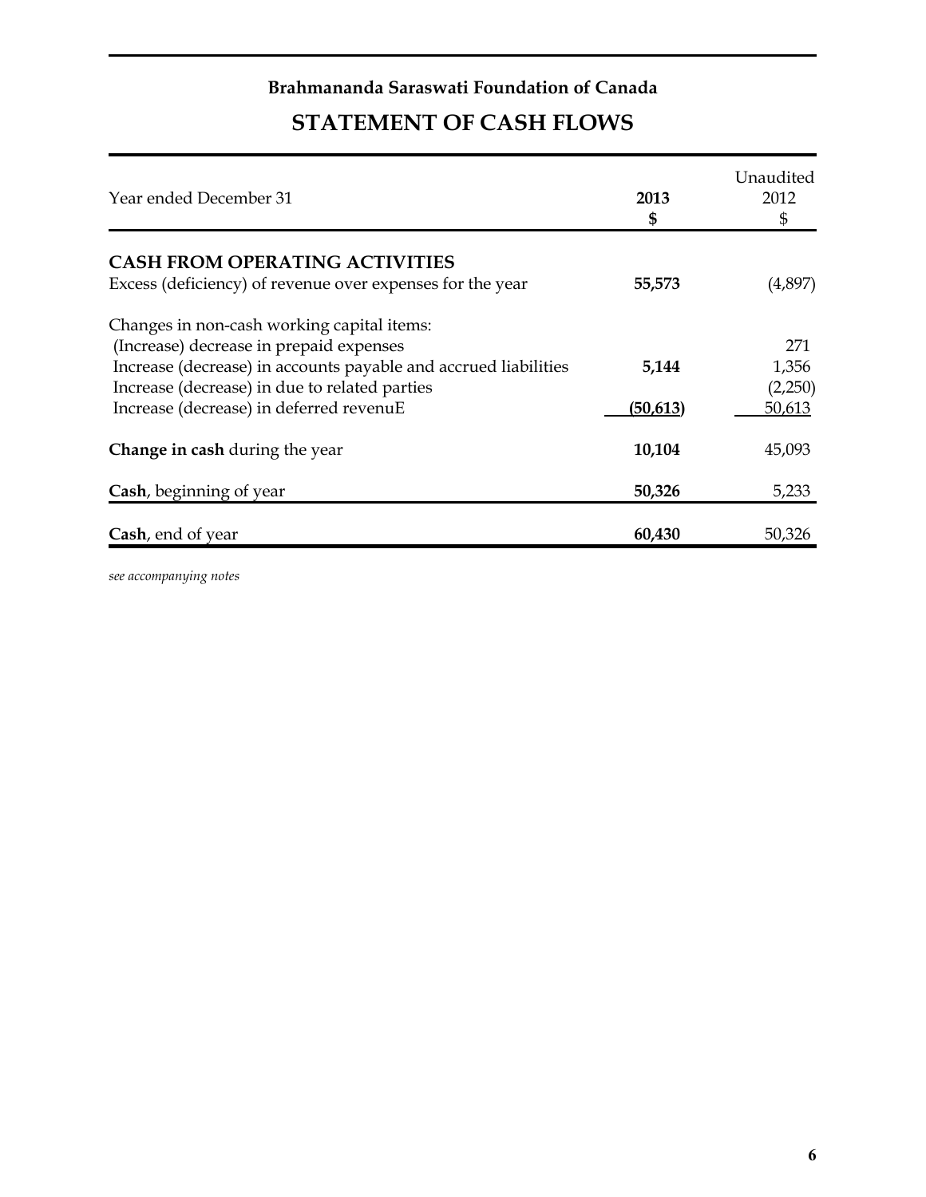**Brahmananda Saraswati Foundation of Canada**

# STATEMENT OF CASH FLOWS

| Year ended December 31 | 2013<br>$ | Unaudited<br>2012<br>$ |
|---|---|---|
| **CASH FROM OPERATING ACTIVITIES** | | |
| Excess (deficiency) of revenue over expenses for the year | **55,573** | (4,897) |
| Changes in non-cash working capital items: | | |
| (Increase) decrease in prepaid expenses | | 271 |
| Increase (decrease) in accounts payable and accrued liabilities | **5,144** | 1,356 |
| Increase (decrease) in due to related parties | | (2,250) |
| Increase (decrease) in deferred revenuE | **(50,613)** | 50,613 |
| **Change in cash** during the year | **10,104** | 45,093 |
| **Cash**, beginning of year | **50,326** | 5,233 |
| **Cash**, end of year | **60,430** | 50,326 |

*see accompanying notes*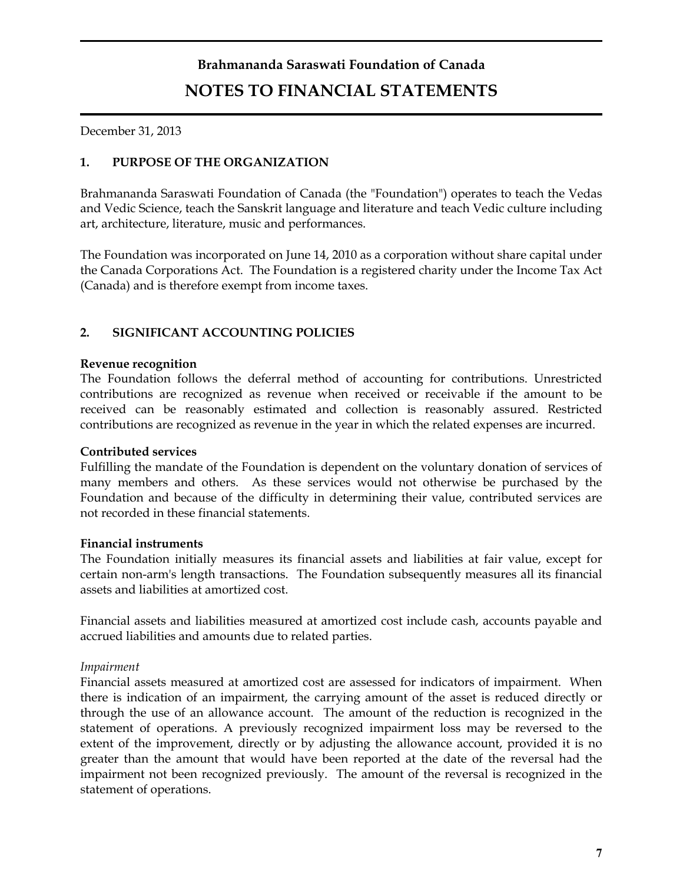# Brahmananda Saraswati Foundation of Canada

## NOTES TO FINANCIAL STATEMENTS

December 31, 2013

### 1. PURPOSE OF THE ORGANIZATION

Brahmananda Saraswati Foundation of Canada (the "Foundation") operates to teach the Vedas and Vedic Science, teach the Sanskrit language and literature and teach Vedic culture including art, architecture, literature, music and performances.

The Foundation was incorporated on June 14, 2010 as a corporation without share capital under the Canada Corporations Act. The Foundation is a registered charity under the Income Tax Act (Canada) and is therefore exempt from income taxes.

### 2. SIGNIFICANT ACCOUNTING POLICIES

**Revenue recognition**
The Foundation follows the deferral method of accounting for contributions. Unrestricted contributions are recognized as revenue when received or receivable if the amount to be received can be reasonably estimated and collection is reasonably assured. Restricted contributions are recognized as revenue in the year in which the related expenses are incurred.

**Contributed services**
Fulfilling the mandate of the Foundation is dependent on the voluntary donation of services of many members and others. As these services would not otherwise be purchased by the Foundation and because of the difficulty in determining their value, contributed services are not recorded in these financial statements.

**Financial instruments**
The Foundation initially measures its financial assets and liabilities at fair value, except for certain non-arm's length transactions. The Foundation subsequently measures all its financial assets and liabilities at amortized cost.

Financial assets and liabilities measured at amortized cost include cash, accounts payable and accrued liabilities and amounts due to related parties.

*Impairment*
Financial assets measured at amortized cost are assessed for indicators of impairment. When there is indication of an impairment, the carrying amount of the asset is reduced directly or through the use of an allowance account. The amount of the reduction is recognized in the statement of operations. A previously recognized impairment loss may be reversed to the extent of the improvement, directly or by adjusting the allowance account, provided it is no greater than the amount that would have been reported at the date of the reversal had the impairment not been recognized previously. The amount of the reversal is recognized in the statement of operations.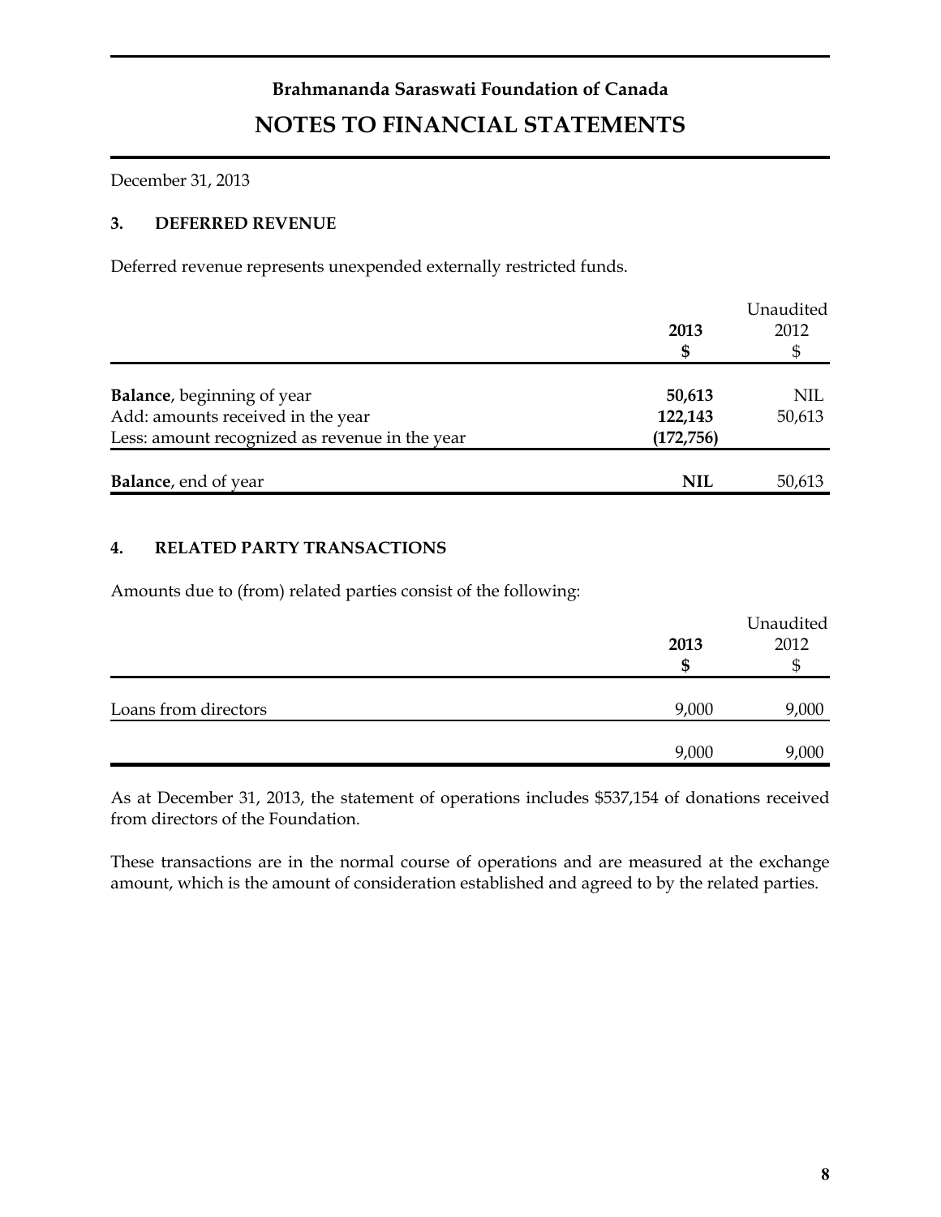**Brahmananda Saraswati Foundation of Canada**

# NOTES TO FINANCIAL STATEMENTS

December 31, 2013

### 3. DEFERRED REVENUE

Deferred revenue represents unexpended externally restricted funds.

| | 2013<br>$ | Unaudited<br>2012<br>$ |
|---|---|---|
| **Balance**, beginning of year | **50,613** | NIL |
| Add: amounts received in the year | **122,143** | 50,613 |
| Less: amount recognized as revenue in the year | **(172,756)** | |
| **Balance**, end of year | **NIL** | 50,613 |

### 4. RELATED PARTY TRANSACTIONS

Amounts due to (from) related parties consist of the following:

| | 2013<br>$ | Unaudited<br>2012<br>$ |
|---|---|---|
| Loans from directors | 9,000 | 9,000 |
| | 9,000 | 9,000 |

As at December 31, 2013, the statement of operations includes $537,154 of donations received from directors of the Foundation.

These transactions are in the normal course of operations and are measured at the exchange amount, which is the amount of consideration established and agreed to by the related parties.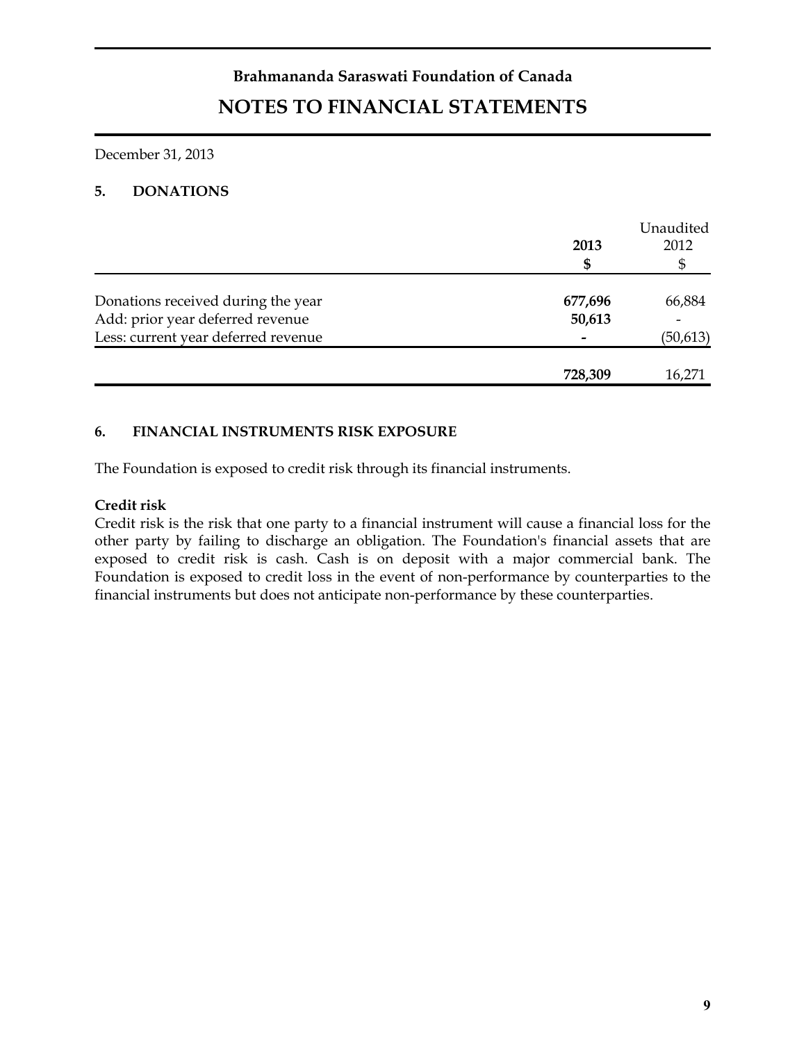# Brahmananda Saraswati Foundation of Canada

## NOTES TO FINANCIAL STATEMENTS

December 31, 2013

### 5. DONATIONS

| | 2013<br>$ | Unaudited<br>2012<br>$ |
|---|---|---|
| Donations received during the year | **677,696** | 66,884 |
| Add: prior year deferred revenue | **50,613** | - |
| Less: current year deferred revenue | **-** | (50,613) |
| | **728,309** | 16,271 |

### 6. FINANCIAL INSTRUMENTS RISK EXPOSURE

The Foundation is exposed to credit risk through its financial instruments.

**Credit risk**
Credit risk is the risk that one party to a financial instrument will cause a financial loss for the other party by failing to discharge an obligation. The Foundation's financial assets that are exposed to credit risk is cash. Cash is on deposit with a major commercial bank. The Foundation is exposed to credit loss in the event of non-performance by counterparties to the financial instruments but does not anticipate non-performance by these counterparties.